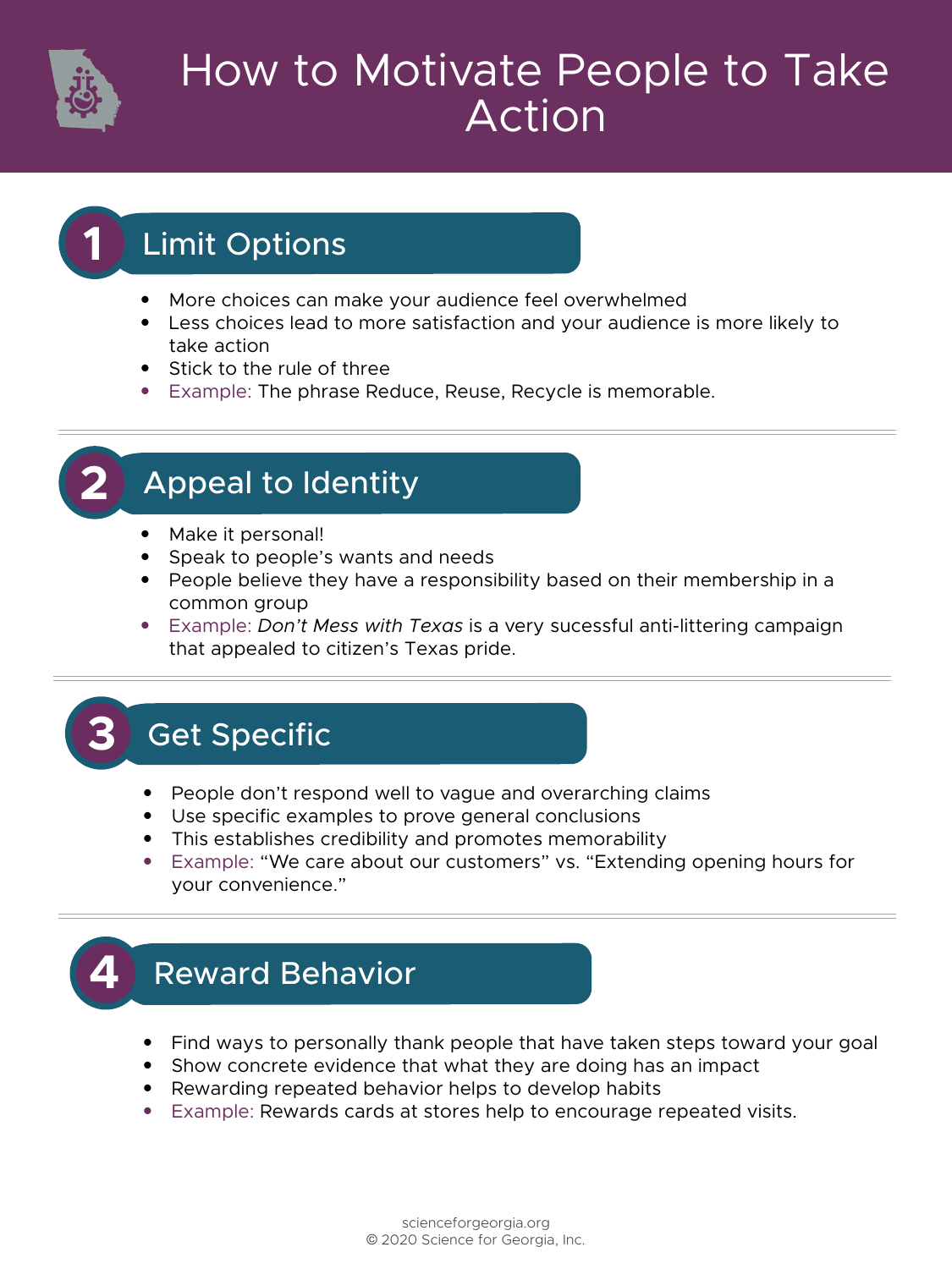# How to Motivate People to Take Action

## 1 Limit Options

- More choices can make your audience feel overwhelmed
- Less choices lead to more satisfaction and your audience is more likely to take action
- Stick to the rule of three
- Example: The phrase Reduce, Reuse, Recycle is memorable.

## 2 Appeal to Identity

- Make it personal!
- Speak to people's wants and needs
- People believe they have a responsibility based on their membership in a common group
- Example: *Don't Mess with Texas* is a very sucessful anti-littering campaign that appealed to citizen's Texas pride.

## 3 Get Specific

- People don't respond well to vague and overarching claims
- Use specific examples to prove general conclusions
- This establishes credibility and promotes memorability
- Example: "We care about our customers" vs. "Extending opening hours for your convenience."

## 4 Reward Behavior

- Find ways to personally thank people that have taken steps toward your goal
- Show concrete evidence that what they are doing has an impact
- Rewarding repeated behavior helps to develop habits
- Example: Rewards cards at stores help to encourage repeated visits.

scienceforgeorgia.org
© 2020 Science for Georgia, Inc.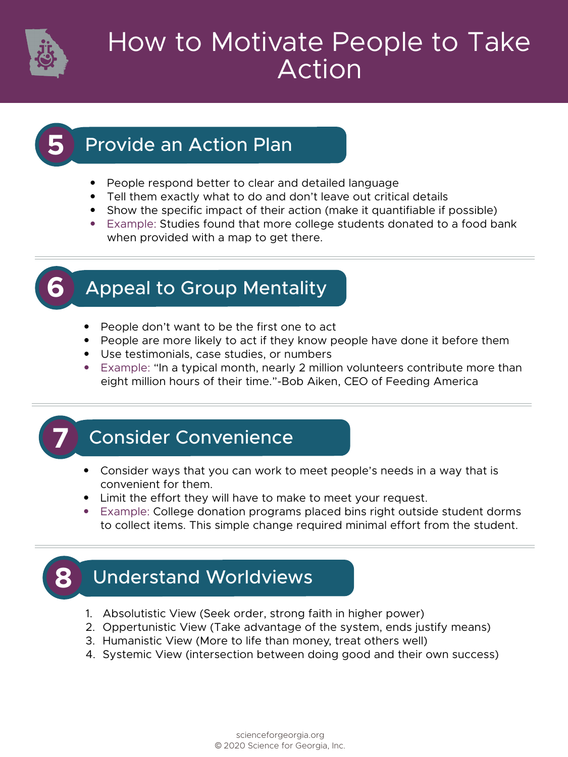# How to Motivate People to Take Action

## 5 Provide an Action Plan

- People respond better to clear and detailed language
- Tell them exactly what to do and don't leave out critical details
- Show the specific impact of their action (make it quantifiable if possible)
- Example: Studies found that more college students donated to a food bank when provided with a map to get there.

## 6 Appeal to Group Mentality

- People don't want to be the first one to act
- People are more likely to act if they know people have done it before them
- Use testimonials, case studies, or numbers
- Example: "In a typical month, nearly 2 million volunteers contribute more than eight million hours of their time."-Bob Aiken, CEO of Feeding America

## 7 Consider Convenience

- Consider ways that you can work to meet people's needs in a way that is convenient for them.
- Limit the effort they will have to make to meet your request.
- Example: College donation programs placed bins right outside student dorms to collect items. This simple change required minimal effort from the student.

## 8 Understand Worldviews

1. Absolutistic View (Seek order, strong faith in higher power)
2. Oppertunistic View (Take advantage of the system, ends justify means)
3. Humanistic View (More to life than money, treat others well)
4. Systemic View (intersection between doing good and their own success)

scienceforgeorgia.org
© 2020 Science for Georgia, Inc.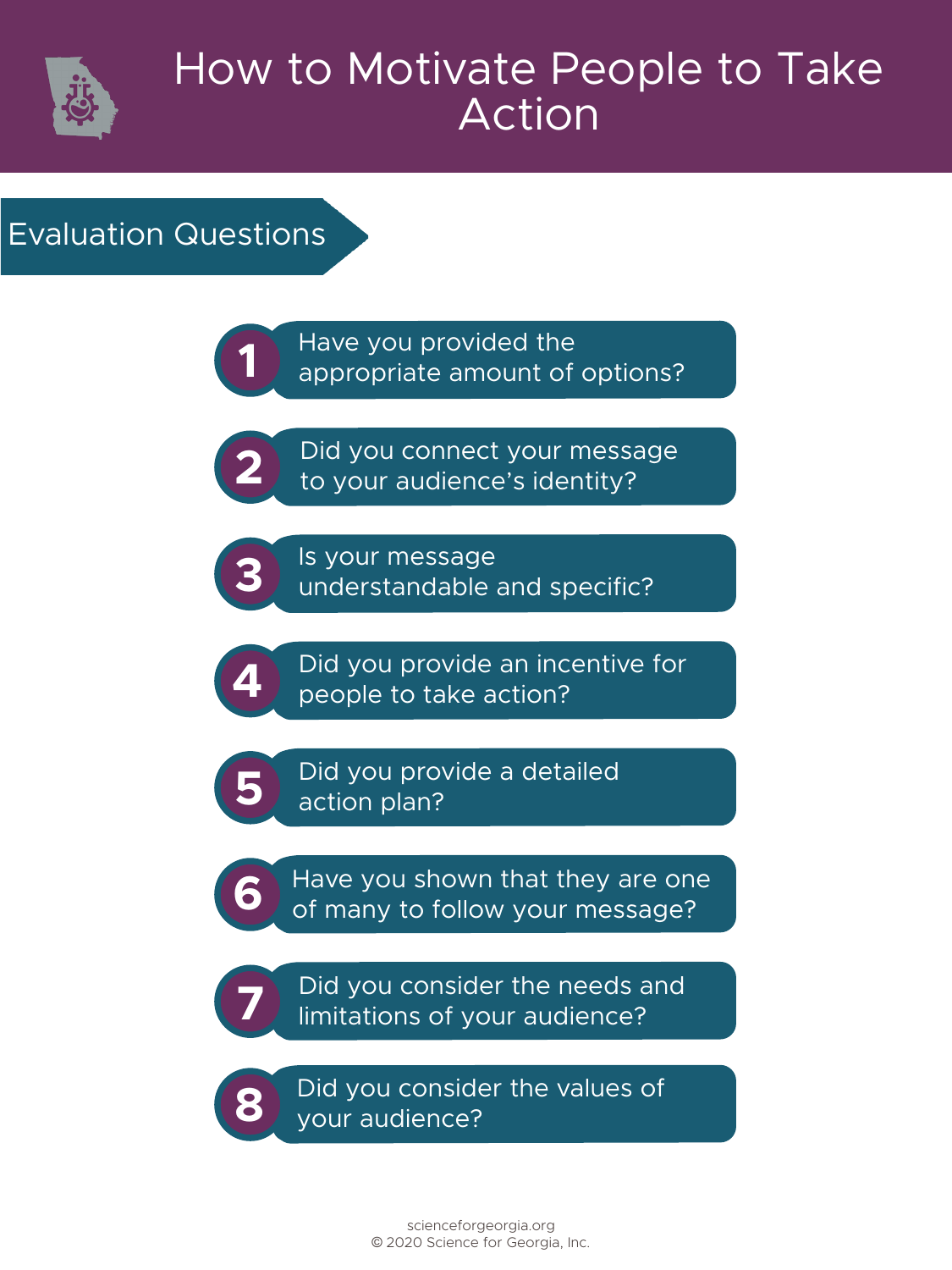# How to Motivate People to Take Action

## Evaluation Questions

1. Have you provided the appropriate amount of options?
2. Did you connect your message to your audience's identity?
3. Is your message understandable and specific?
4. Did you provide an incentive for people to take action?
5. Did you provide a detailed action plan?
6. Have you shown that they are one of many to follow your message?
7. Did you consider the needs and limitations of your audience?
8. Did you consider the values of your audience?

scienceforgeorgia.org
© 2020 Science for Georgia, Inc.